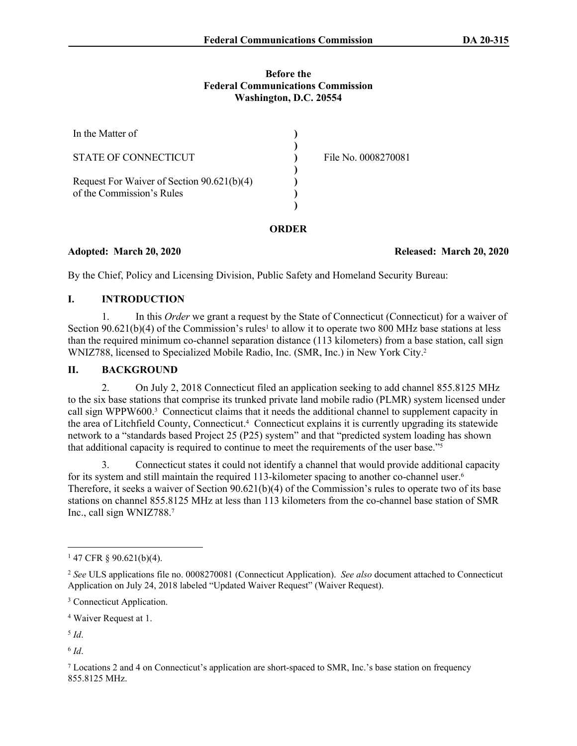**Before the**
**Federal Communications Commission**
**Washington, D.C. 20554**

| | | |
|---|---|---|
| In the Matter of | ) | |
| | ) | |
| STATE OF CONNECTICUT | ) | File No. 0008270081 |
| | ) | |
| Request For Waiver of Section 90.621(b)(4) of the Commission's Rules | ) | |
| | ) | |

**ORDER**

**Adopted: March 20, 2020** **Released: March 20, 2020**

By the Chief, Policy and Licensing Division, Public Safety and Homeland Security Bureau:

## I. INTRODUCTION

1. In this *Order* we grant a request by the State of Connecticut (Connecticut) for a waiver of Section 90.621(b)(4) of the Commission's rules[1] to allow it to operate two 800 MHz base stations at less than the required minimum co-channel separation distance (113 kilometers) from a base station, call sign WNIZ788, licensed to Specialized Mobile Radio, Inc. (SMR, Inc.) in New York City.[2]

## II. BACKGROUND

2. On July 2, 2018 Connecticut filed an application seeking to add channel 855.8125 MHz to the six base stations that comprise its trunked private land mobile radio (PLMR) system licensed under call sign WPPW600.[3] Connecticut claims that it needs the additional channel to supplement capacity in the area of Litchfield County, Connecticut.[4] Connecticut explains it is currently upgrading its statewide network to a "standards based Project 25 (P25) system" and that "predicted system loading has shown that additional capacity is required to continue to meet the requirements of the user base."[5]

3. Connecticut states it could not identify a channel that would provide additional capacity for its system and still maintain the required 113-kilometer spacing to another co-channel user.[6] Therefore, it seeks a waiver of Section 90.621(b)(4) of the Commission's rules to operate two of its base stations on channel 855.8125 MHz at less than 113 kilometers from the co-channel base station of SMR Inc., call sign WNIZ788.[7]

---

[1] 47 CFR § 90.621(b)(4).

[2] *See* ULS applications file no. 0008270081 (Connecticut Application). *See also* document attached to Connecticut Application on July 24, 2018 labeled "Updated Waiver Request" (Waiver Request).

[3] Connecticut Application.

[4] Waiver Request at 1.

[5] *Id*.

[6] *Id*.

[7] Locations 2 and 4 on Connecticut's application are short-spaced to SMR, Inc.'s base station on frequency 855.8125 MHz.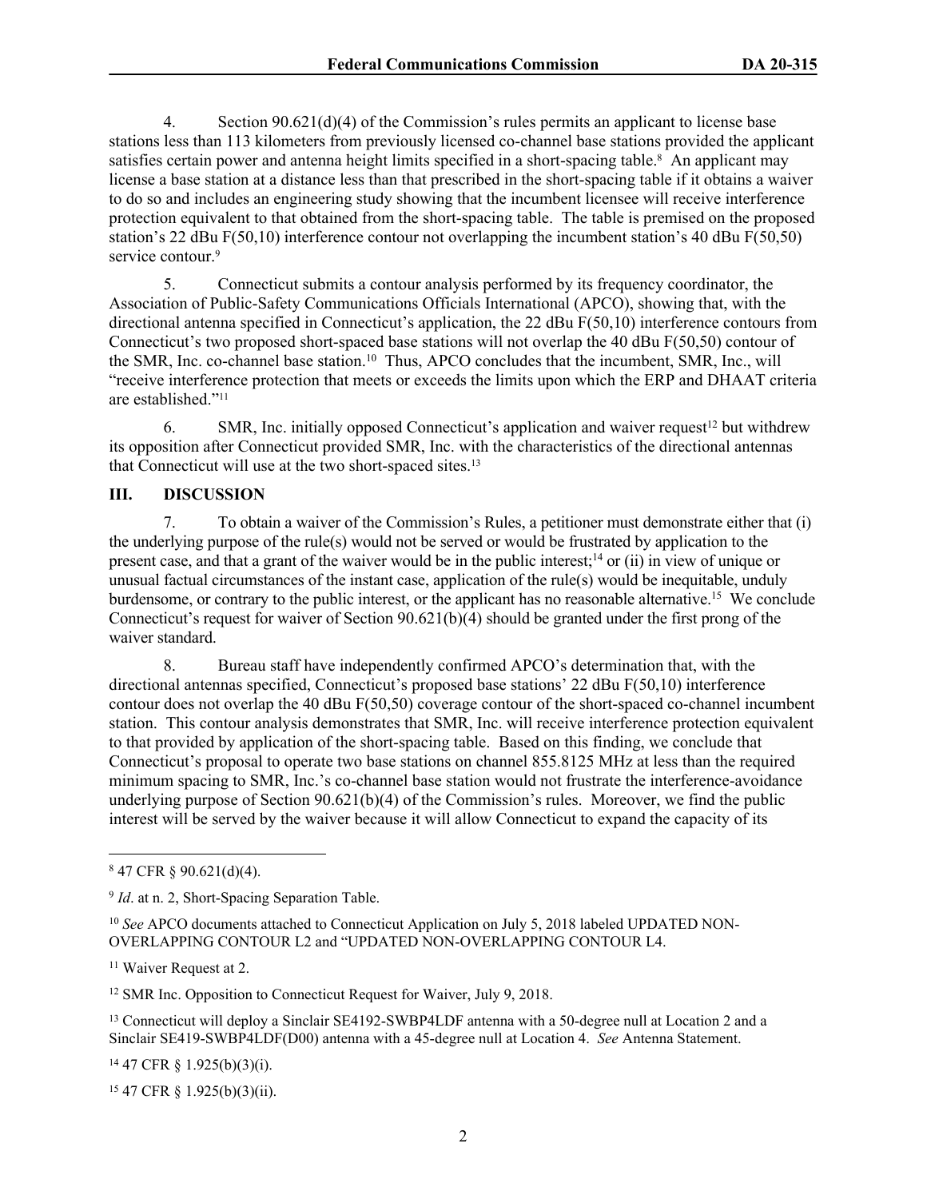4. Section 90.621(d)(4) of the Commission's rules permits an applicant to license base stations less than 113 kilometers from previously licensed co-channel base stations provided the applicant satisfies certain power and antenna height limits specified in a short-spacing table.[8] An applicant may license a base station at a distance less than that prescribed in the short-spacing table if it obtains a waiver to do so and includes an engineering study showing that the incumbent licensee will receive interference protection equivalent to that obtained from the short-spacing table. The table is premised on the proposed station's 22 dBu F(50,10) interference contour not overlapping the incumbent station's 40 dBu F(50,50) service contour.[9]

5. Connecticut submits a contour analysis performed by its frequency coordinator, the Association of Public-Safety Communications Officials International (APCO), showing that, with the directional antenna specified in Connecticut's application, the 22 dBu F(50,10) interference contours from Connecticut's two proposed short-spaced base stations will not overlap the 40 dBu F(50,50) contour of the SMR, Inc. co-channel base station.[10] Thus, APCO concludes that the incumbent, SMR, Inc., will "receive interference protection that meets or exceeds the limits upon which the ERP and DHAAT criteria are established."[11]

6. SMR, Inc. initially opposed Connecticut's application and waiver request[12] but withdrew its opposition after Connecticut provided SMR, Inc. with the characteristics of the directional antennas that Connecticut will use at the two short-spaced sites.[13]

## III. DISCUSSION

7. To obtain a waiver of the Commission's Rules, a petitioner must demonstrate either that (i) the underlying purpose of the rule(s) would not be served or would be frustrated by application to the present case, and that a grant of the waiver would be in the public interest;[14] or (ii) in view of unique or unusual factual circumstances of the instant case, application of the rule(s) would be inequitable, unduly burdensome, or contrary to the public interest, or the applicant has no reasonable alternative.[15] We conclude Connecticut's request for waiver of Section 90.621(b)(4) should be granted under the first prong of the waiver standard.

8. Bureau staff have independently confirmed APCO's determination that, with the directional antennas specified, Connecticut's proposed base stations' 22 dBu F(50,10) interference contour does not overlap the 40 dBu F(50,50) coverage contour of the short-spaced co-channel incumbent station. This contour analysis demonstrates that SMR, Inc. will receive interference protection equivalent to that provided by application of the short-spacing table. Based on this finding, we conclude that Connecticut's proposal to operate two base stations on channel 855.8125 MHz at less than the required minimum spacing to SMR, Inc.'s co-channel base station would not frustrate the interference-avoidance underlying purpose of Section 90.621(b)(4) of the Commission's rules. Moreover, we find the public interest will be served by the waiver because it will allow Connecticut to expand the capacity of its

---

[8] 47 CFR § 90.621(d)(4).

[9] *Id*. at n. 2, Short-Spacing Separation Table.

[10] *See* APCO documents attached to Connecticut Application on July 5, 2018 labeled UPDATED NON-OVERLAPPING CONTOUR L2 and "UPDATED NON-OVERLAPPING CONTOUR L4.

[11] Waiver Request at 2.

[12] SMR Inc. Opposition to Connecticut Request for Waiver, July 9, 2018.

[13] Connecticut will deploy a Sinclair SE4192-SWBP4LDF antenna with a 50-degree null at Location 2 and a Sinclair SE419-SWBP4LDF(D00) antenna with a 45-degree null at Location 4. *See* Antenna Statement.

[14] 47 CFR § 1.925(b)(3)(i).

[15] 47 CFR § 1.925(b)(3)(ii).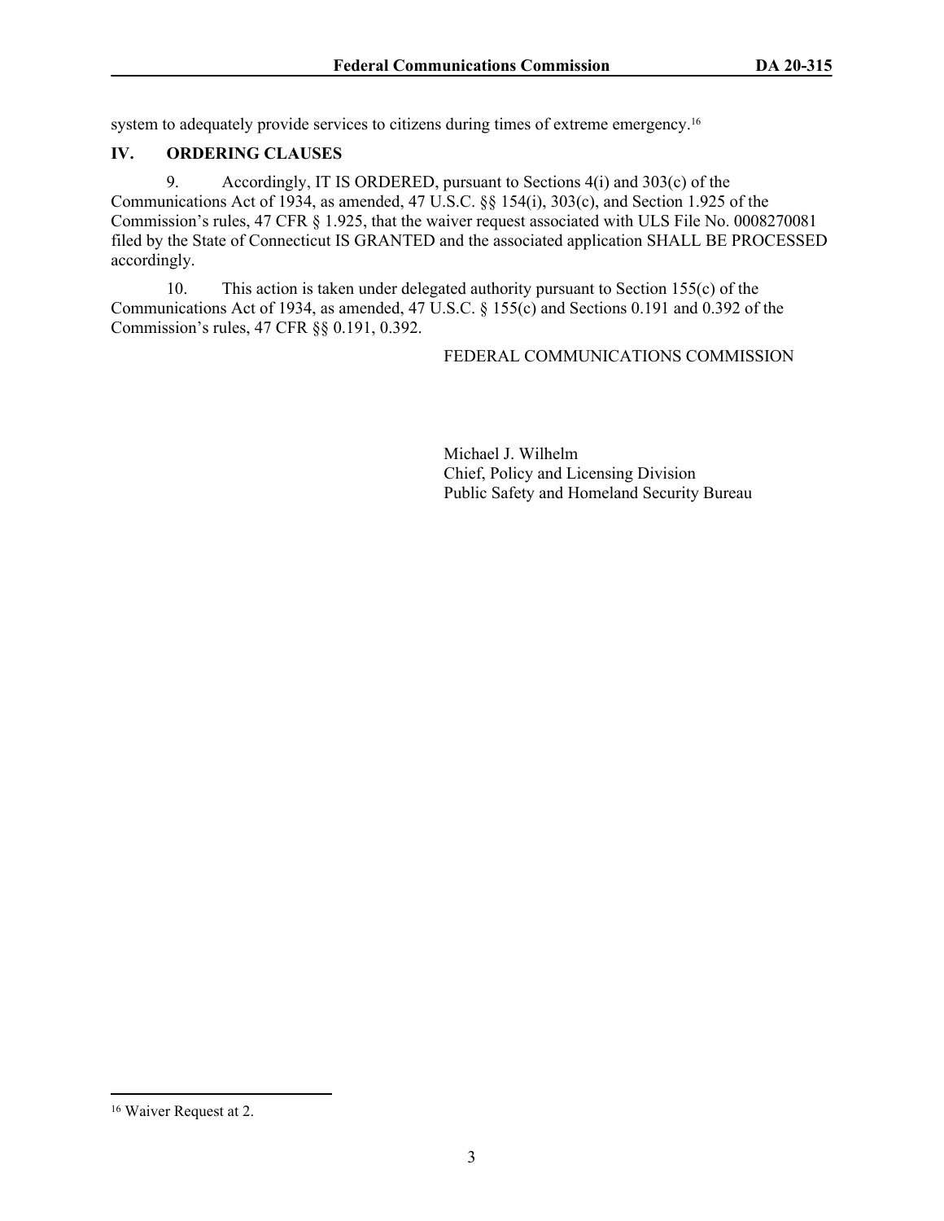system to adequately provide services to citizens during times of extreme emergency.[16]

## IV. ORDERING CLAUSES

9. Accordingly, IT IS ORDERED, pursuant to Sections 4(i) and 303(c) of the Communications Act of 1934, as amended, 47 U.S.C. §§ 154(i), 303(c), and Section 1.925 of the Commission's rules, 47 CFR § 1.925, that the waiver request associated with ULS File No. 0008270081 filed by the State of Connecticut IS GRANTED and the associated application SHALL BE PROCESSED accordingly.

10. This action is taken under delegated authority pursuant to Section 155(c) of the Communications Act of 1934, as amended, 47 U.S.C. § 155(c) and Sections 0.191 and 0.392 of the Commission's rules, 47 CFR §§ 0.191, 0.392.

FEDERAL COMMUNICATIONS COMMISSION

Michael J. Wilhelm
Chief, Policy and Licensing Division
Public Safety and Homeland Security Bureau

---

[16] Waiver Request at 2.